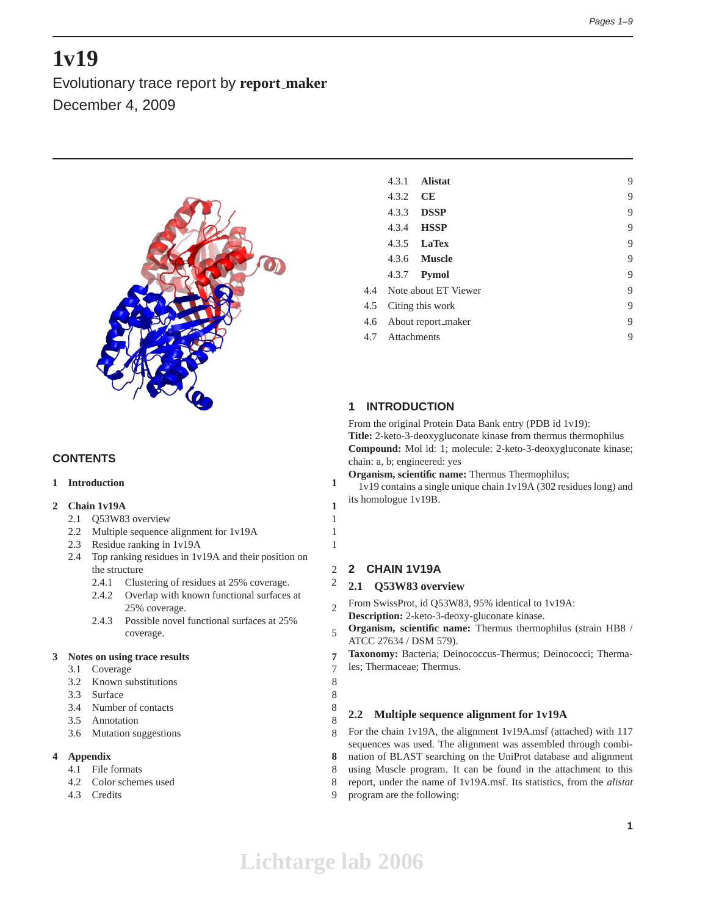# 1v19

Evolutionary trace report by **report_maker**

December 4, 2009

## CONTENTS

| | | |
|---|---|---|
| **1** | **Introduction** | **1** |
| **2** | **Chain 1v19A** | **1** |
| 2.1 | Q53W83 overview | 1 |
| 2.2 | Multiple sequence alignment for 1v19A | 1 |
| 2.3 | Residue ranking in 1v19A | 1 |
| 2.4 | Top ranking residues in 1v19A and their position on the structure | 2 |
| 2.4.1 | Clustering of residues at 25% coverage. | 2 |
| 2.4.2 | Overlap with known functional surfaces at 25% coverage. | 2 |
| 2.4.3 | Possible novel functional surfaces at 25% coverage. | 5 |
| **3** | **Notes on using trace results** | **7** |
| 3.1 | Coverage | 7 |
| 3.2 | Known substitutions | 8 |
| 3.3 | Surface | 8 |
| 3.4 | Number of contacts | 8 |
| 3.5 | Annotation | 8 |
| 3.6 | Mutation suggestions | 8 |
| **4** | **Appendix** | **8** |
| 4.1 | File formats | 8 |
| 4.2 | Color schemes used | 8 |
| 4.3 | Credits | 9 |
| 4.3.1 | **Alistat** | 9 |
| 4.3.2 | **CE** | 9 |
| 4.3.3 | **DSSP** | 9 |
| 4.3.4 | **HSSP** | 9 |
| 4.3.5 | **LaTex** | 9 |
| 4.3.6 | **Muscle** | 9 |
| 4.3.7 | **Pymol** | 9 |
| 4.4 | Note about ET Viewer | 9 |
| 4.5 | Citing this work | 9 |
| 4.6 | About report_maker | 9 |
| 4.7 | Attachments | 9 |

## 1 INTRODUCTION

From the original Protein Data Bank entry (PDB id 1v19):
**Title:** 2-keto-3-deoxygluconate kinase from thermus thermophilus
**Compound:** Mol id: 1; molecule: 2-keto-3-deoxygluconate kinase; chain: a, b; engineered: yes
**Organism, scientific name:** Thermus Thermophilus;

1v19 contains a single unique chain 1v19A (302 residues long) and its homologue 1v19B.

## 2 CHAIN 1V19A

### 2.1 Q53W83 overview

From SwissProt, id Q53W83, 95% identical to 1v19A:
**Description:** 2-keto-3-deoxy-gluconate kinase.
**Organism, scientific name:** Thermus thermophilus (strain HB8 / ATCC 27634 / DSM 579).
**Taxonomy:** Bacteria; Deinococcus-Thermus; Deinococci; Thermales; Thermaceae; Thermus.

### 2.2 Multiple sequence alignment for 1v19A

For the chain 1v19A, the alignment 1v19A.msf (attached) with 117 sequences was used. The alignment was assembled through combination of BLAST searching on the UniProt database and alignment using Muscle program. It can be found in the attachment to this report, under the name of 1v19A.msf. Its statistics, from the *alistat* program are the following: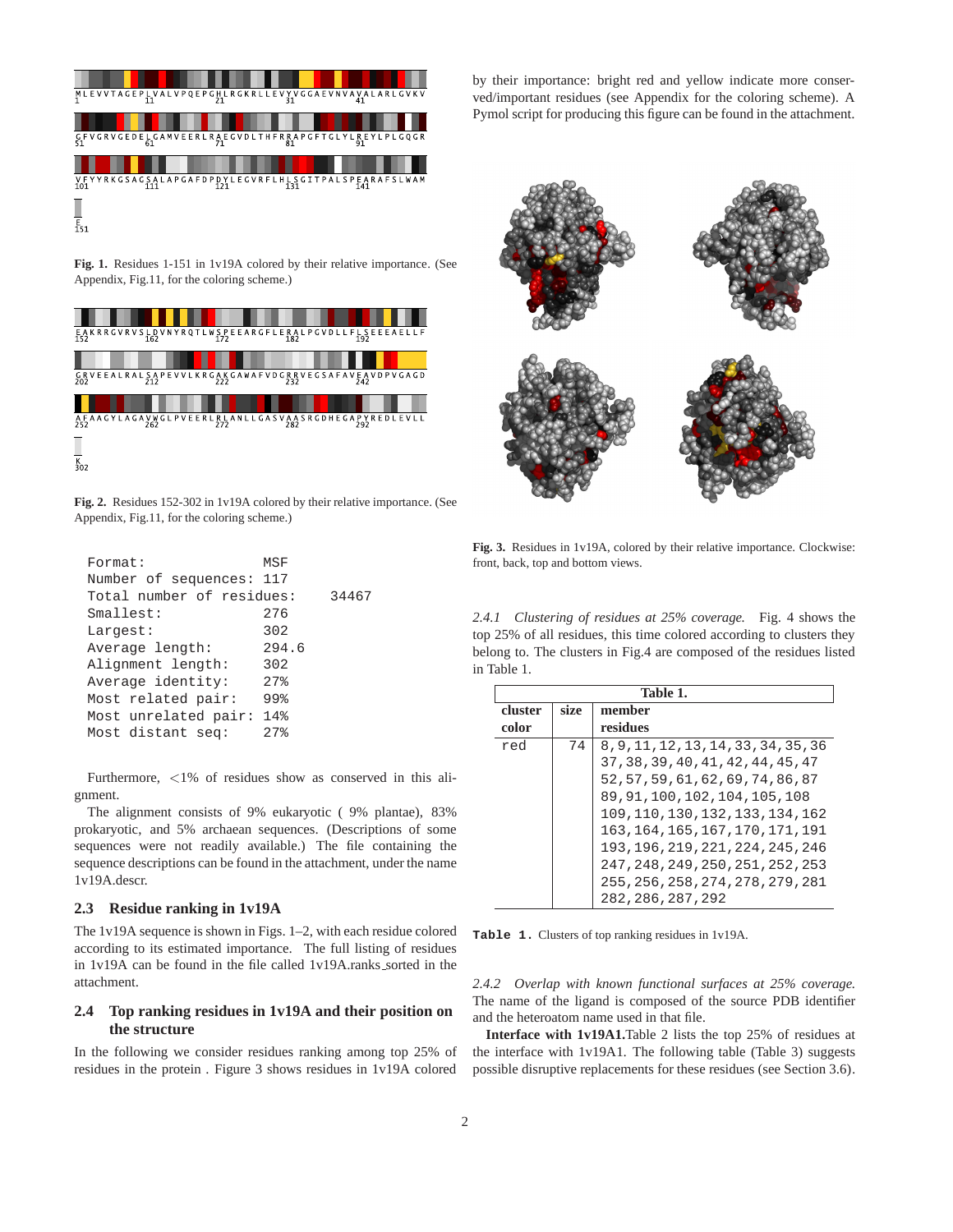Fig. 1. Residues 1-151 in 1v19A colored by their relative importance. (See Appendix, Fig.11, for the coloring scheme.)

Fig. 2. Residues 152-302 in 1v19A colored by their relative importance. (See Appendix, Fig.11, for the coloring scheme.)

```
Format:              MSF
Number of sequences: 117
Total number of residues:     34467
Smallest:            276
Largest:             302
Average length:      294.6
Alignment length:    302
Average identity:    27%
Most related pair:   99%
Most unrelated pair: 14%
Most distant seq:    27%
```

Furthermore, <1% of residues show as conserved in this alignment.

The alignment consists of 9% eukaryotic ( 9% plantae), 83% prokaryotic, and 5% archaean sequences. (Descriptions of some sequences were not readily available.) The file containing the sequence descriptions can be found in the attachment, under the name 1v19A.descr.

## 2.3 Residue ranking in 1v19A

The 1v19A sequence is shown in Figs. 1–2, with each residue colored according to its estimated importance. The full listing of residues in 1v19A can be found in the file called 1v19A.ranks_sorted in the attachment.

## 2.4 Top ranking residues in 1v19A and their position on the structure

In the following we consider residues ranking among top 25% of residues in the protein . Figure 3 shows residues in 1v19A colored by their importance: bright red and yellow indicate more conserved/important residues (see Appendix for the coloring scheme). A Pymol script for producing this figure can be found in the attachment.

Fig. 3. Residues in 1v19A, colored by their relative importance. Clockwise: front, back, top and bottom views.

*2.4.1 Clustering of residues at 25% coverage.* Fig. 4 shows the top 25% of all residues, this time colored according to clusters they belong to. The clusters in Fig.4 are composed of the residues listed in Table 1.

| cluster color | size | member residues |
|---|---|---|
| red | 74 | 8,9,11,12,13,14,33,34,35,36 37,38,39,40,41,42,44,45,47 52,57,59,61,62,69,74,86,87 89,91,100,102,104,105,108 109,110,130,132,133,134,162 163,164,165,167,170,171,191 193,196,219,221,224,245,246 247,248,249,250,251,252,253 255,256,258,274,278,279,281 282,286,287,292 |

**Table 1.** Clusters of top ranking residues in 1v19A.

*2.4.2 Overlap with known functional surfaces at 25% coverage.* The name of the ligand is composed of the source PDB identifier and the heteroatom name used in that file.

**Interface with 1v19A1.** Table 2 lists the top 25% of residues at the interface with 1v19A1. The following table (Table 3) suggests possible disruptive replacements for these residues (see Section 3.6).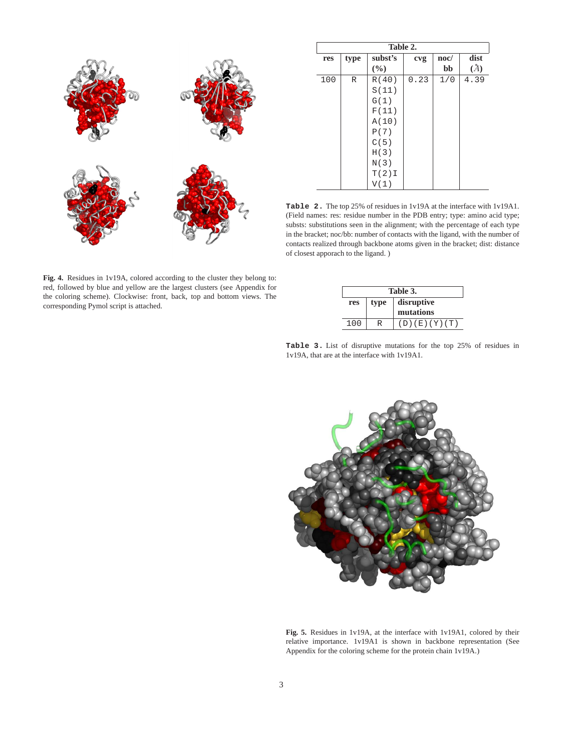Fig. 4. Residues in 1v19A, colored according to the cluster they belong to: red, followed by blue and yellow are the largest clusters (see Appendix for the coloring scheme). Clockwise: front, back, top and bottom views. The corresponding Pymol script is attached.

| Table 2. | | | | | |
|---|---|---|---|---|---|
| res | type | subst's (%) | cvg | noc/ bb | dist (Å) |
| 100 | R | R(40) S(11) G(1) F(11) A(10) P(7) C(5) H(3) N(3) T(2)I V(1) | 0.23 | 1/0 | 4.39 |

**Table 2.** The top 25% of residues in 1v19A at the interface with 1v19A1. (Field names: res: residue number in the PDB entry; type: amino acid type; substs: substitutions seen in the alignment; with the percentage of each type in the bracket; noc/bb: number of contacts with the ligand, with the number of contacts realized through backbone atoms given in the bracket; dist: distance of closest apporach to the ligand. )

| Table 3. | | |
|---|---|---|
| res | type | disruptive mutations |
| 100 | R | (D)(E)(Y)(T) |

**Table 3.** List of disruptive mutations for the top 25% of residues in 1v19A, that are at the interface with 1v19A1.

Fig. 5. Residues in 1v19A, at the interface with 1v19A1, colored by their relative importance. 1v19A1 is shown in backbone representation (See Appendix for the coloring scheme for the protein chain 1v19A.)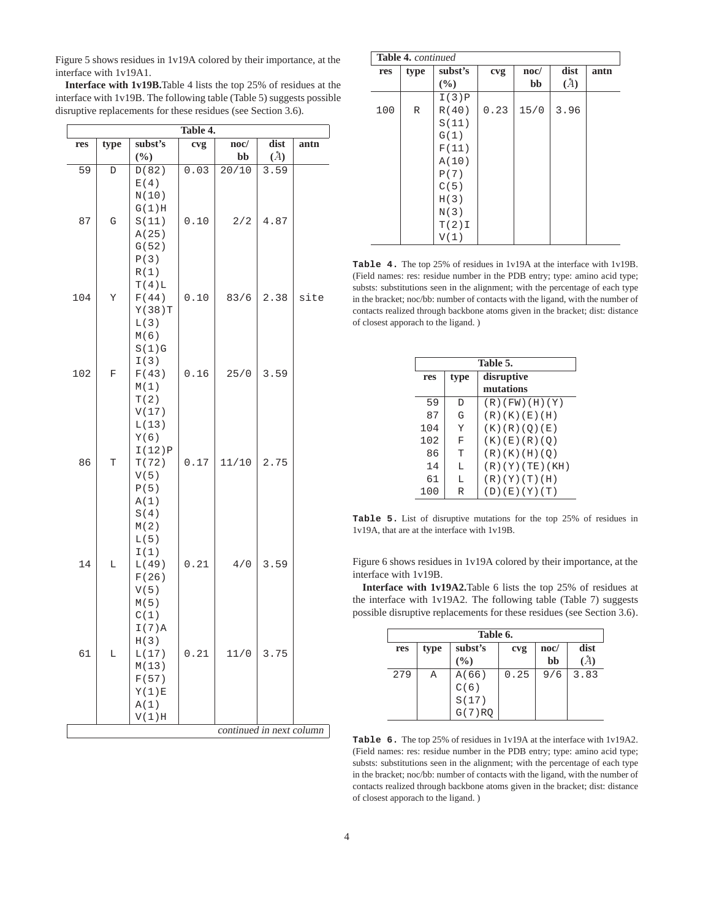Figure 5 shows residues in 1v19A colored by their importance, at the interface with 1v19A1.

**Interface with 1v19B.**Table 4 lists the top 25% of residues at the interface with 1v19B. The following table (Table 5) suggests possible disruptive replacements for these residues (see Section 3.6).

| res | type | subst's (%) | cvg | noc/ bb | dist (Å) | antn |
|---|---|---|---|---|---|---|
| 59 | D | D(82) E(4) N(10) G(1)H | 0.03 | 20/10 | 3.59 | |
| 87 | G | S(11) A(25) G(52) P(3) R(1) T(4)L | 0.10 | 2/2 | 4.87 | |
| 104 | Y | F(44) Y(38)T L(3) M(6) S(1)G I(3) | 0.10 | 83/6 | 2.38 | site |
| 102 | F | F(43) M(1) T(2) V(17) L(13) Y(6) I(12)P | 0.16 | 25/0 | 3.59 | |
| 86 | T | T(72) V(5) P(5) A(1) S(4) M(2) L(5) I(1) | 0.17 | 11/10 | 2.75 | |
| 14 | L | L(49) F(26) V(5) M(5) C(1) I(7)A H(3) | 0.21 | 4/0 | 3.59 | |
| 61 | L | L(17) M(13) F(57) Y(1)E A(1) V(1)H | 0.21 | 11/0 | 3.75 | |
| 100 | R | I(3)P R(40) S(11) G(1) F(11) A(10) P(7) C(5) H(3) N(3) T(2)I V(1) | 0.23 | 15/0 | 3.96 | |

**Table 4.** The top 25% of residues in 1v19A at the interface with 1v19B. (Field names: res: residue number in the PDB entry; type: amino acid type; substs: substitutions seen in the alignment; with the percentage of each type in the bracket; noc/bb: number of contacts with the ligand, with the number of contacts realized through backbone atoms given in the bracket; dist: distance of closest apporach to the ligand. )

| res | type | disruptive mutations |
|---|---|---|
| 59 | D | (R)(FW)(H)(Y) |
| 87 | G | (R)(K)(E)(H) |
| 104 | Y | (K)(R)(Q)(E) |
| 102 | F | (K)(E)(R)(Q) |
| 86 | T | (R)(K)(H)(Q) |
| 14 | L | (R)(Y)(TE)(KH) |
| 61 | L | (R)(Y)(T)(H) |
| 100 | R | (D)(E)(Y)(T) |

**Table 5.** List of disruptive mutations for the top 25% of residues in 1v19A, that are at the interface with 1v19B.

Figure 6 shows residues in 1v19A colored by their importance, at the interface with 1v19B.

**Interface with 1v19A2.**Table 6 lists the top 25% of residues at the interface with 1v19A2. The following table (Table 7) suggests possible disruptive replacements for these residues (see Section 3.6).

| res | type | subst's (%) | cvg | noc/ bb | dist (Å) |
|---|---|---|---|---|---|
| 279 | A | A(66) C(6) S(17) G(7)RQ | 0.25 | 9/6 | 3.83 |

**Table 6.** The top 25% of residues in 1v19A at the interface with 1v19A2. (Field names: res: residue number in the PDB entry; type: amino acid type; substs: substitutions seen in the alignment; with the percentage of each type in the bracket; noc/bb: number of contacts with the ligand, with the number of contacts realized through backbone atoms given in the bracket; dist: distance of closest apporach to the ligand. )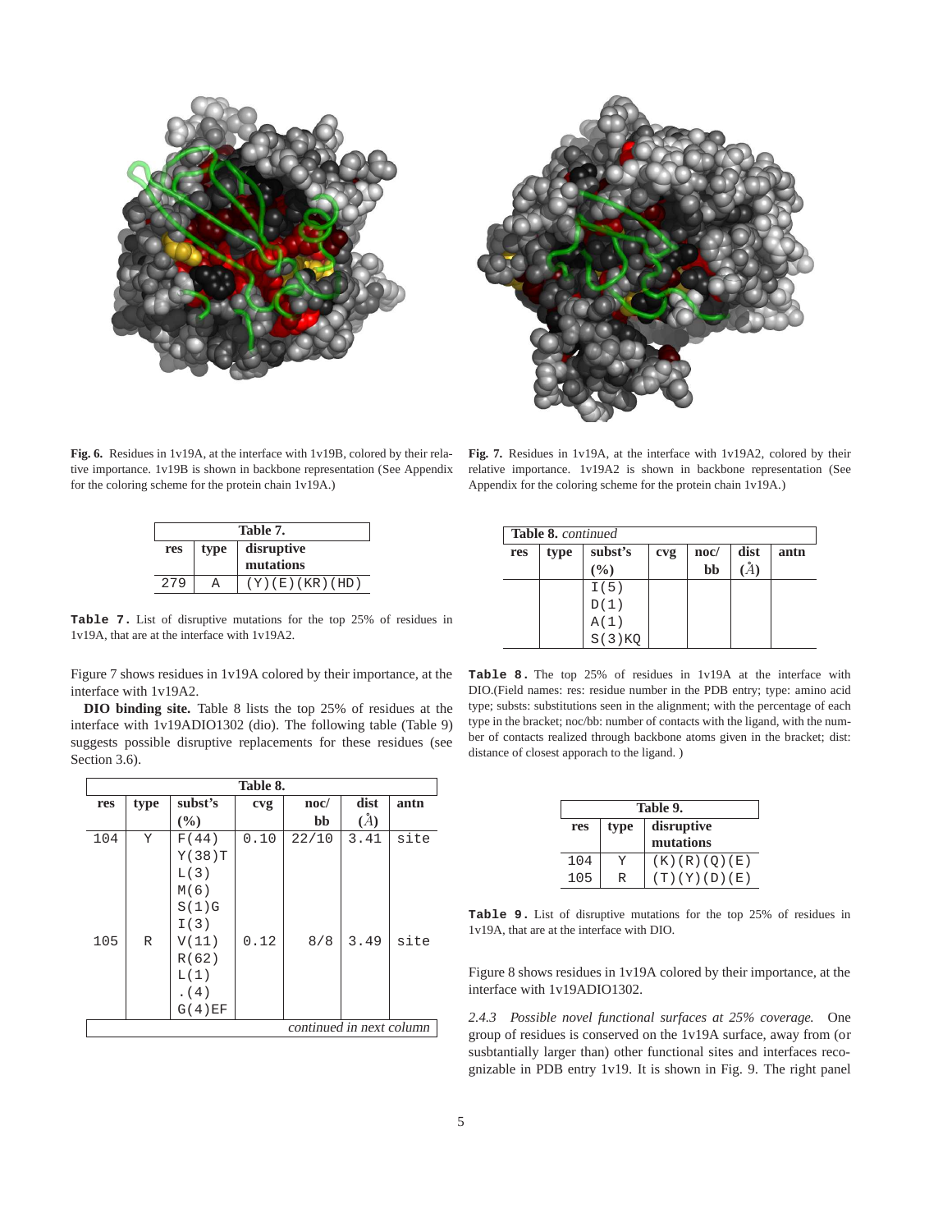Fig. 6. Residues in 1v19A, at the interface with 1v19B, colored by their relative importance. 1v19B is shown in backbone representation (See Appendix for the coloring scheme for the protein chain 1v19A.)

Fig. 7. Residues in 1v19A, at the interface with 1v19A2, colored by their relative importance. 1v19A2 is shown in backbone representation (See Appendix for the coloring scheme for the protein chain 1v19A.)

| res | type | disruptive mutations |
|---|---|---|
| 279 | A | (Y)(E)(KR)(HD) |

**Table 7.** List of disruptive mutations for the top 25% of residues in 1v19A, that are at the interface with 1v19A2.

Figure 7 shows residues in 1v19A colored by their importance, at the interface with 1v19A2.

**DIO binding site.** Table 8 lists the top 25% of residues at the interface with 1v19ADIO1302 (dio). The following table (Table 9) suggests possible disruptive replacements for these residues (see Section 3.6).

| res | type | subst's (%) | cvg | noc/ bb | dist (Å) | antn |
|---|---|---|---|---|---|---|
| 104 | Y | F(44) Y(38)T L(3) M(6) S(1)G I(3) | 0.10 | 22/10 | 3.41 | site |
| 105 | R | V(11) R(62) L(1) .(4) G(4)EF I(5) D(1) A(1) S(3)KQ | 0.12 | 8/8 | 3.49 | site |

**Table 8.** The top 25% of residues in 1v19A at the interface with DIO.(Field names: res: residue number in the PDB entry; type: amino acid type; substs: substitutions seen in the alignment; with the percentage of each type in the bracket; noc/bb: number of contacts with the ligand, with the number of contacts realized through backbone atoms given in the bracket; dist: distance of closest apporach to the ligand. )

| res | type | disruptive mutations |
|---|---|---|
| 104 | Y | (K)(R)(Q)(E) |
| 105 | R | (T)(Y)(D)(E) |

**Table 9.** List of disruptive mutations for the top 25% of residues in 1v19A, that are at the interface with DIO.

Figure 8 shows residues in 1v19A colored by their importance, at the interface with 1v19ADIO1302.

*2.4.3 Possible novel functional surfaces at 25% coverage.* One group of residues is conserved on the 1v19A surface, away from (or susbtantially larger than) other functional sites and interfaces recognizable in PDB entry 1v19. It is shown in Fig. 9. The right panel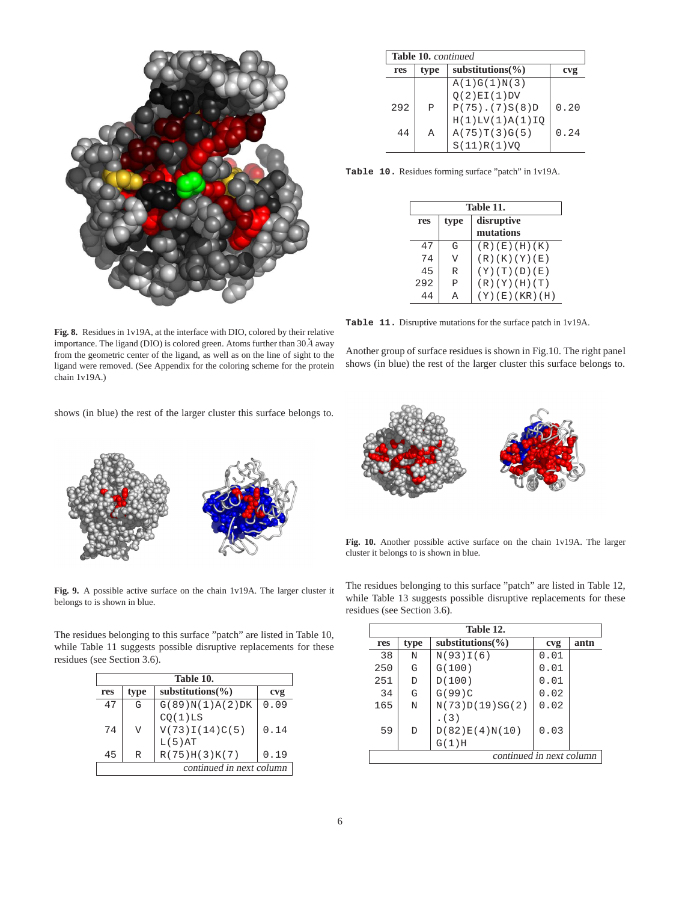Fig. 8. Residues in 1v19A, at the interface with DIO, colored by their relative importance. The ligand (DIO) is colored green. Atoms further than 30Å away from the geometric center of the ligand, as well as on the line of sight to the ligand were removed. (See Appendix for the coloring scheme for the protein chain 1v19A.)

shows (in blue) the rest of the larger cluster this surface belongs to.

Fig. 9. A possible active surface on the chain 1v19A. The larger cluster it belongs to is shown in blue.

The residues belonging to this surface "patch" are listed in Table 10, while Table 11 suggests possible disruptive replacements for these residues (see Section 3.6).

**Table 10.**

| res | type | substitutions(%) | cvg |
|---|---|---|---|
| 47 | G | G(89)N(1)A(2)DK CQ(1)LS | 0.09 |
| 74 | V | V(73)I(14)C(5) L(5)AT | 0.14 |
| 45 | R | R(75)H(3)K(7) A(1)G(1)N(3) Q(2)EI(1)DV | 0.19 |
| 292 | P | P(75).(7)S(8)D H(1)LV(1)A(1)IQ | 0.20 |
| 44 | A | A(75)T(3)G(5) S(11)R(1)VQ | 0.24 |

**Table 10.** Residues forming surface "patch" in 1v19A.

**Table 11.**

| res | type | disruptive mutations |
|---|---|---|
| 47 | G | (R)(E)(H)(K) |
| 74 | V | (R)(K)(Y)(E) |
| 45 | R | (Y)(T)(D)(E) |
| 292 | P | (R)(Y)(H)(T) |
| 44 | A | (Y)(E)(KR)(H) |

**Table 11.** Disruptive mutations for the surface patch in 1v19A.

Another group of surface residues is shown in Fig.10. The right panel shows (in blue) the rest of the larger cluster this surface belongs to.

Fig. 10. Another possible active surface on the chain 1v19A. The larger cluster it belongs to is shown in blue.

The residues belonging to this surface "patch" are listed in Table 12, while Table 13 suggests possible disruptive replacements for these residues (see Section 3.6).

**Table 12.**

| res | type | substitutions(%) | cvg | antn |
|---|---|---|---|---|
| 38 | N | N(93)I(6) | 0.01 | |
| 250 | G | G(100) | 0.01 | |
| 251 | D | D(100) | 0.01 | |
| 34 | G | G(99)C | 0.02 | |
| 165 | N | N(73)D(19)SG(2) .(3) | 0.02 | |
| 59 | D | D(82)E(4)N(10) G(1)H | 0.03 | |

*continued in next column*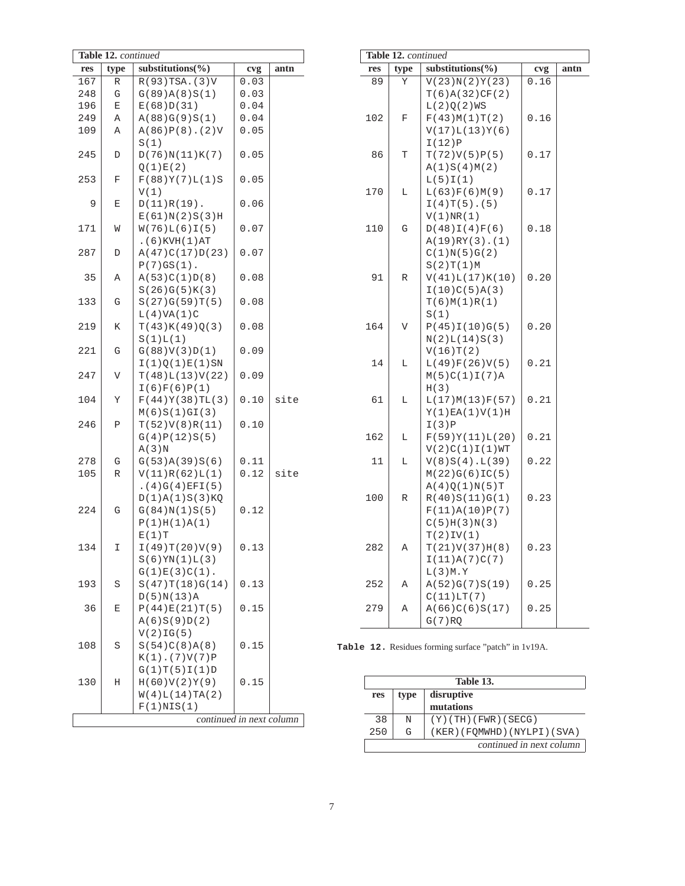**Table 12.** *continued*

| res | type | substitutions(%) | cvg | antn |
|---|---|---|---|---|
| 167 | R | R(93)TSA.(3)V | 0.03 | |
| 248 | G | G(89)A(8)S(1) | 0.03 | |
| 196 | E | E(68)D(31) | 0.04 | |
| 249 | A | A(88)G(9)S(1) | 0.04 | |
| 109 | A | A(86)P(8).(2)V S(1) | 0.05 | |
| 245 | D | D(76)N(11)K(7) Q(1)E(2) | 0.05 | |
| 253 | F | F(88)Y(7)L(1)S V(1) | 0.05 | |
| 9 | E | D(11)R(19). E(61)N(2)S(3)H | 0.06 | |
| 171 | W | W(76)L(6)I(5) .(6)KVH(1)AT | 0.07 | |
| 287 | D | A(47)C(17)D(23) P(7)GS(1). | 0.07 | |
| 35 | A | A(53)C(1)D(8) S(26)G(5)K(3) | 0.08 | |
| 133 | G | S(27)G(59)T(5) L(4)VA(1)C | 0.08 | |
| 219 | K | T(43)K(49)Q(3) S(1)L(1) | 0.08 | |
| 221 | G | G(88)V(3)D(1) I(1)Q(1)E(1)SN | 0.09 | |
| 247 | V | T(48)L(13)V(22) I(6)F(6)P(1) | 0.09 | |
| 104 | Y | F(44)Y(38)TL(3) M(6)S(1)GI(3) | 0.10 | site |
| 246 | P | T(52)V(8)R(11) G(4)P(12)S(5) A(3)N | 0.10 | |
| 278 | G | G(53)A(39)S(6) | 0.11 | |
| 105 | R | V(11)R(62)L(1) .(4)G(4)EFI(5) D(1)A(1)S(3)KQ | 0.12 | site |
| 224 | G | G(84)N(1)S(5) P(1)H(1)A(1) E(1)T | 0.12 | |
| 134 | I | I(49)T(20)V(9) S(6)YN(1)L(3) G(1)E(3)C(1). | 0.13 | |
| 193 | S | S(47)T(18)G(14) D(5)N(13)A | 0.13 | |
| 36 | E | P(44)E(21)T(5) A(6)S(9)D(2) V(2)IG(5) | 0.15 | |
| 108 | S | S(54)C(8)A(8) K(1).(7)V(7)P G(1)T(5)I(1)D | 0.15 | |
| 130 | H | H(60)V(2)Y(9) W(4)L(14)TA(2) F(1)NIS(1) | 0.15 | |
| 89 | Y | V(23)N(2)Y(23) T(6)A(32)CF(2) L(2)Q(2)WS | 0.16 | |
| 102 | F | F(43)M(1)T(2) V(17)L(13)Y(6) I(12)P | 0.16 | |
| 86 | T | T(72)V(5)P(5) A(1)S(4)M(2) L(5)I(1) | 0.17 | |
| 170 | L | L(63)F(6)M(9) I(4)T(5).(5) V(1)NR(1) | 0.17 | |
| 110 | G | D(48)I(4)F(6) A(19)RY(3).(1) C(1)N(5)G(2) S(2)T(1)M | 0.18 | |
| 91 | R | V(41)L(17)K(10) I(10)C(5)A(3) T(6)M(1)R(1) S(1) | 0.20 | |
| 164 | V | P(45)I(10)G(5) N(2)L(14)S(3) V(16)T(2) | 0.20 | |
| 14 | L | L(49)F(26)V(5) M(5)C(1)I(7)A H(3) | 0.21 | |
| 61 | L | L(17)M(13)F(57) Y(1)EA(1)V(1)H I(3)P | 0.21 | |
| 162 | L | F(59)Y(11)L(20) V(2)C(1)I(1)WT | 0.21 | |
| 11 | L | V(8)S(4).L(39) M(22)G(6)IC(5) A(4)Q(1)N(5)T | 0.22 | |
| 100 | R | R(40)S(11)G(1) F(11)A(10)P(7) C(5)H(3)N(3) T(2)IV(1) | 0.23 | |
| 282 | A | T(21)V(37)H(8) I(11)A(7)C(7) L(3)M.Y | 0.23 | |
| 252 | A | A(52)G(7)S(19) C(11)LT(7) | 0.25 | |
| 279 | A | A(66)C(6)S(17) G(7)RQ | 0.25 | |

**Table 12.** Residues forming surface "patch" in 1v19A.

**Table 13.**

| res | type | disruptive mutations |
|---|---|---|
| 38 | N | (Y)(TH)(FWR)(SECG) |
| 250 | G | (KER)(FQMWHD)(NYLPI)(SVA) |

*continued in next column*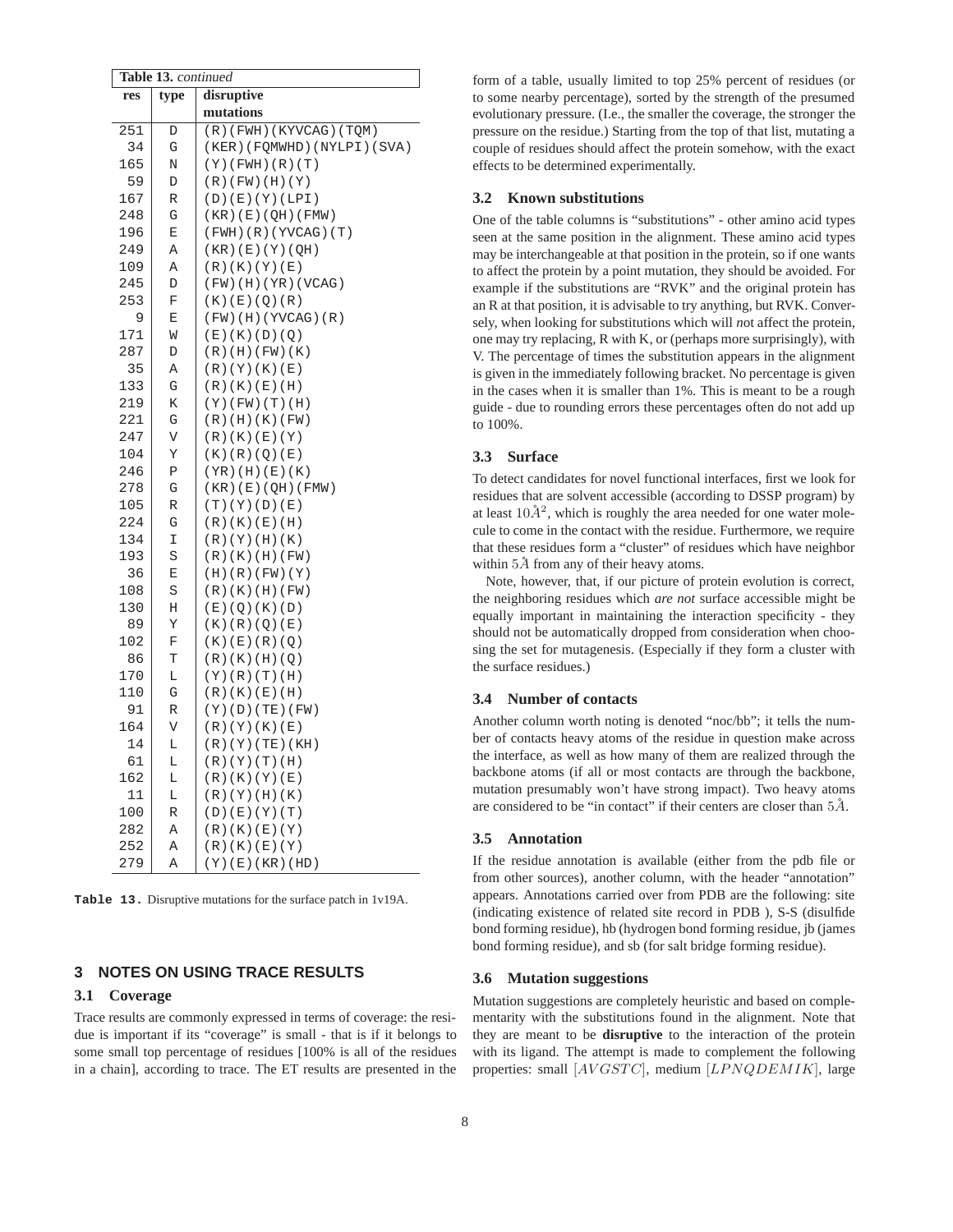**Table 13.** *continued*

| res | type | disruptive mutations |
|---|---|---|
| 251 | D | (R)(FWH)(KYVCAG)(TQM) |
| 34 | G | (KER)(FQMWHD)(NYLPI)(SVA) |
| 165 | N | (Y)(FWH)(R)(T) |
| 59 | D | (R)(FW)(H)(Y) |
| 167 | R | (D)(E)(Y)(LPI) |
| 248 | G | (KR)(E)(QH)(FMW) |
| 196 | E | (FWH)(R)(YVCAG)(T) |
| 249 | A | (KR)(E)(Y)(QH) |
| 109 | A | (R)(K)(Y)(E) |
| 245 | D | (FW)(H)(YR)(VCAG) |
| 253 | F | (K)(E)(Q)(R) |
| 9 | E | (FW)(H)(YVCAG)(R) |
| 171 | W | (E)(K)(D)(Q) |
| 287 | D | (R)(H)(FW)(K) |
| 35 | A | (R)(Y)(K)(E) |
| 133 | G | (R)(K)(E)(H) |
| 219 | K | (Y)(FW)(T)(H) |
| 221 | G | (R)(H)(K)(FW) |
| 247 | V | (R)(K)(E)(Y) |
| 104 | Y | (K)(R)(Q)(E) |
| 246 | P | (YR)(H)(E)(K) |
| 278 | G | (KR)(E)(QH)(FMW) |
| 105 | R | (T)(Y)(D)(E) |
| 224 | G | (R)(K)(E)(H) |
| 134 | I | (R)(Y)(H)(K) |
| 193 | S | (R)(K)(H)(FW) |
| 36 | E | (H)(R)(FW)(Y) |
| 108 | S | (R)(K)(H)(FW) |
| 130 | H | (E)(Q)(K)(D) |
| 89 | Y | (K)(R)(Q)(E) |
| 102 | F | (K)(E)(R)(Q) |
| 86 | T | (R)(K)(H)(Q) |
| 170 | L | (Y)(R)(T)(H) |
| 110 | G | (R)(K)(E)(H) |
| 91 | R | (Y)(D)(TE)(FW) |
| 164 | V | (R)(Y)(K)(E) |
| 14 | L | (R)(Y)(TE)(KH) |
| 61 | L | (R)(Y)(T)(H) |
| 162 | L | (R)(K)(Y)(E) |
| 11 | L | (R)(Y)(H)(K) |
| 100 | R | (D)(E)(Y)(T) |
| 282 | A | (R)(K)(E)(Y) |
| 252 | A | (R)(K)(E)(Y) |
| 279 | A | (Y)(E)(KR)(HD) |

**Table 13.** Disruptive mutations for the surface patch in 1v19A.

## 3 NOTES ON USING TRACE RESULTS

### 3.1 Coverage

Trace results are commonly expressed in terms of coverage: the residue is important if its "coverage" is small - that is if it belongs to some small top percentage of residues [100% is all of the residues in a chain], according to trace. The ET results are presented in the form of a table, usually limited to top 25% percent of residues (or to some nearby percentage), sorted by the strength of the presumed evolutionary pressure. (I.e., the smaller the coverage, the stronger the pressure on the residue.) Starting from the top of that list, mutating a couple of residues should affect the protein somehow, with the exact effects to be determined experimentally.

### 3.2 Known substitutions

One of the table columns is "substitutions" - other amino acid types seen at the same position in the alignment. These amino acid types may be interchangeable at that position in the protein, so if one wants to affect the protein by a point mutation, they should be avoided. For example if the substitutions are "RVK" and the original protein has an R at that position, it is advisable to try anything, but RVK. Conversely, when looking for substitutions which will *n*ot affect the protein, one may try replacing, R with K, or (perhaps more surprisingly), with V. The percentage of times the substitution appears in the alignment is given in the immediately following bracket. No percentage is given in the cases when it is smaller than 1%. This is meant to be a rough guide - due to rounding errors these percentages often do not add up to 100%.

### 3.3 Surface

To detect candidates for novel functional interfaces, first we look for residues that are solvent accessible (according to DSSP program) by at least $10\AA^2$, which is roughly the area needed for one water molecule to come in the contact with the residue. Furthermore, we require that these residues form a "cluster" of residues which have neighbor within $5\AA$ from any of their heavy atoms.

Note, however, that, if our picture of protein evolution is correct, the neighboring residues which *are not* surface accessible might be equally important in maintaining the interaction specificity - they should not be automatically dropped from consideration when choosing the set for mutagenesis. (Especially if they form a cluster with the surface residues.)

### 3.4 Number of contacts

Another column worth noting is denoted "noc/bb"; it tells the number of contacts heavy atoms of the residue in question make across the interface, as well as how many of them are realized through the backbone atoms (if all or most contacts are through the backbone, mutation presumably won't have strong impact). Two heavy atoms are considered to be "in contact" if their centers are closer than $5\AA$.

### 3.5 Annotation

If the residue annotation is available (either from the pdb file or from other sources), another column, with the header "annotation" appears. Annotations carried over from PDB are the following: site (indicating existence of related site record in PDB ), S-S (disulfide bond forming residue), hb (hydrogen bond forming residue, jb (james bond forming residue), and sb (for salt bridge forming residue).

### 3.6 Mutation suggestions

Mutation suggestions are completely heuristic and based on complementarity with the substitutions found in the alignment. Note that they are meant to be **disruptive** to the interaction of the protein with its ligand. The attempt is made to complement the following properties: small $[AVGSTC]$, medium $[LPNQDEMIK]$, large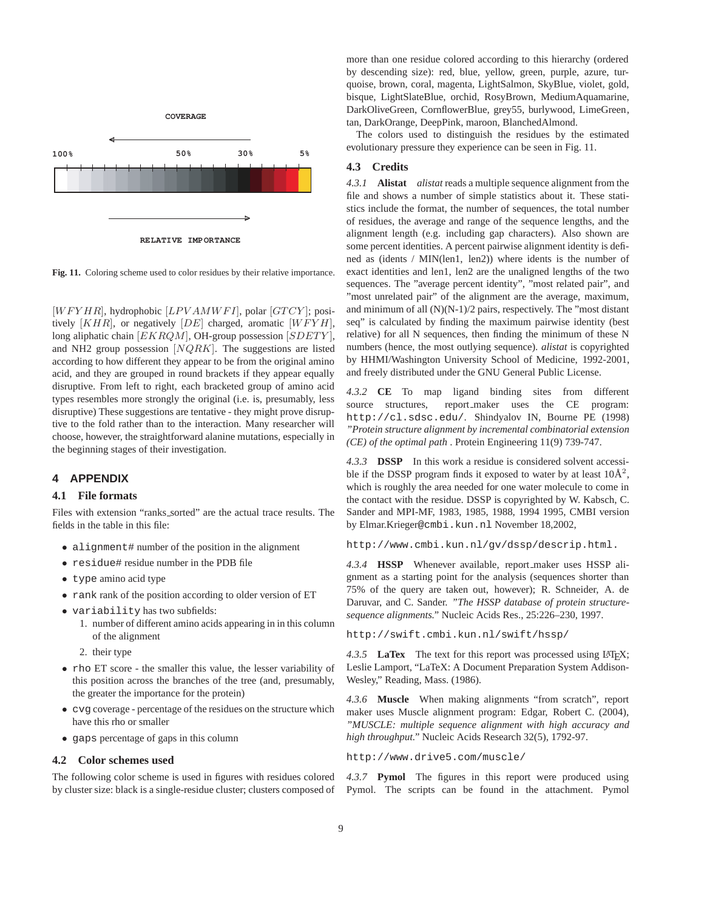COVERAGE

100% 50% 30% 5%

RELATIVE IMPORTANCE

**Fig. 11.** Coloring scheme used to color residues by their relative importance.

$[WFYHR]$, hydrophobic $[LPVAMWFI]$, polar $[GTCY]$; positively $[KHR]$, or negatively $[DE]$ charged, aromatic $[WFYH]$, long aliphatic chain $[EKRQM]$, OH-group possession $[SDETY]$, and NH2 group possession $[NQRK]$. The suggestions are listed according to how different they appear to be from the original amino acid, and they are grouped in round brackets if they appear equally disruptive. From left to right, each bracketed group of amino acid types resembles more strongly the original (i.e. is, presumably, less disruptive) These suggestions are tentative - they might prove disruptive to the fold rather than to the interaction. Many researcher will choose, however, the straightforward alanine mutations, especially in the beginning stages of their investigation.

## 4 APPENDIX

### 4.1 File formats

Files with extension "ranks_sorted" are the actual trace results. The fields in the table in this file:

- `alignment#` number of the position in the alignment
- `residue#` residue number in the PDB file
- `type` amino acid type
- `rank` rank of the position according to older version of ET
- `variability` has two subfields:
  1. number of different amino acids appearing in in this column of the alignment
  2. their type
- `rho` ET score - the smaller this value, the lesser variability of this position across the branches of the tree (and, presumably, the greater the importance for the protein)
- `cvg` coverage - percentage of the residues on the structure which have this rho or smaller
- `gaps` percentage of gaps in this column

### 4.2 Color schemes used

The following color scheme is used in figures with residues colored by cluster size: black is a single-residue cluster; clusters composed of more than one residue colored according to this hierarchy (ordered by descending size): red, blue, yellow, green, purple, azure, turquoise, brown, coral, magenta, LightSalmon, SkyBlue, violet, gold, bisque, LightSlateBlue, orchid, RosyBrown, MediumAquamarine, DarkOliveGreen, CornflowerBlue, grey55, burlywood, LimeGreen, tan, DarkOrange, DeepPink, maroon, BlanchedAlmond.

The colors used to distinguish the residues by the estimated evolutionary pressure they experience can be seen in Fig. 11.

### 4.3 Credits

*4.3.1* **Alistat** *alistat* reads a multiple sequence alignment from the file and shows a number of simple statistics about it. These statistics include the format, the number of sequences, the total number of residues, the average and range of the sequence lengths, and the alignment length (e.g. including gap characters). Also shown are some percent identities. A percent pairwise alignment identity is defined as (idents / MIN(len1, len2)) where idents is the number of exact identities and len1, len2 are the unaligned lengths of the two sequences. The "average percent identity", "most related pair", and "most unrelated pair" of the alignment are the average, maximum, and minimum of all (N)(N-1)/2 pairs, respectively. The "most distant seq" is calculated by finding the maximum pairwise identity (best relative) for all N sequences, then finding the minimum of these N numbers (hence, the most outlying sequence). *alistat* is copyrighted by HHMI/Washington University School of Medicine, 1992-2001, and freely distributed under the GNU General Public License.

*4.3.2* **CE** To map ligand binding sites from different source structures, report_maker uses the CE program: `http://cl.sdsc.edu/`. Shindyalov IN, Bourne PE (1998) *"Protein structure alignment by incremental combinatorial extension (CE) of the optimal path* . Protein Engineering 11(9) 739-747.

*4.3.3* **DSSP** In this work a residue is considered solvent accessible if the DSSP program finds it exposed to water by at least 10Å$^2$, which is roughly the area needed for one water molecule to come in the contact with the residue. DSSP is copyrighted by W. Kabsch, C. Sander and MPI-MF, 1983, 1985, 1988, 1994 1995, CMBI version by Elmar.Krieger@`cmbi.kun.nl` November 18,2002,

`http://www.cmbi.kun.nl/gv/dssp/descrip.html.`

*4.3.4* **HSSP** Whenever available, report_maker uses HSSP alignment as a starting point for the analysis (sequences shorter than 75% of the query are taken out, however); R. Schneider, A. de Daruvar, and C. Sander. *"The HSSP database of protein structure-sequence alignments."* Nucleic Acids Res., 25:226–230, 1997.

`http://swift.cmbi.kun.nl/swift/hssp/`

*4.3.5* **LaTex** The text for this report was processed using LaTeX; Leslie Lamport, "LaTeX: A Document Preparation System Addison-Wesley," Reading, Mass. (1986).

*4.3.6* **Muscle** When making alignments "from scratch", report maker uses Muscle alignment program: Edgar, Robert C. (2004), *"MUSCLE: multiple sequence alignment with high accuracy and high throughput."* Nucleic Acids Research 32(5), 1792-97.

`http://www.drive5.com/muscle/`

*4.3.7* **Pymol** The figures in this report were produced using Pymol. The scripts can be found in the attachment. Pymol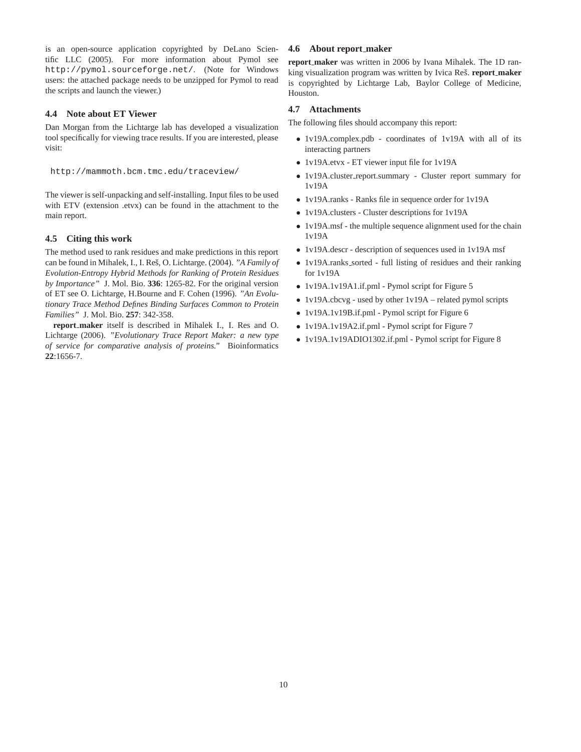is an open-source application copyrighted by DeLano Scientific LLC (2005). For more information about Pymol see `http://pymol.sourceforge.net/`. (Note for Windows users: the attached package needs to be unzipped for Pymol to read the scripts and launch the viewer.)

### 4.4 Note about ET Viewer

Dan Morgan from the Lichtarge lab has developed a visualization tool specifically for viewing trace results. If you are interested, please visit:

```
http://mammoth.bcm.tmc.edu/traceview/
```

The viewer is self-unpacking and self-installing. Input files to be used with ETV (extension .etvx) can be found in the attachment to the main report.

### 4.5 Citing this work

The method used to rank residues and make predictions in this report can be found in Mihalek, I., I. Reš, O. Lichtarge. (2004). *"A Family of Evolution-Entropy Hybrid Methods for Ranking of Protein Residues by Importance"* J. Mol. Bio. **336**: 1265-82. For the original version of ET see O. Lichtarge, H.Bourne and F. Cohen (1996). *"An Evolutionary Trace Method Defines Binding Surfaces Common to Protein Families"* J. Mol. Bio. **257**: 342-358.

**report_maker** itself is described in Mihalek I., I. Res and O. Lichtarge (2006). *"Evolutionary Trace Report Maker: a new type of service for comparative analysis of proteins."* Bioinformatics **22**:1656-7.

### 4.6 About report_maker

**report_maker** was written in 2006 by Ivana Mihalek. The 1D ranking visualization program was written by Ivica Reš. **report_maker** is copyrighted by Lichtarge Lab, Baylor College of Medicine, Houston.

### 4.7 Attachments

The following files should accompany this report:

- 1v19A.complex.pdb - coordinates of 1v19A with all of its interacting partners
- 1v19A.etvx - ET viewer input file for 1v19A
- 1v19A.cluster_report.summary - Cluster report summary for 1v19A
- 1v19A.ranks - Ranks file in sequence order for 1v19A
- 1v19A.clusters - Cluster descriptions for 1v19A
- 1v19A.msf - the multiple sequence alignment used for the chain 1v19A
- 1v19A.descr - description of sequences used in 1v19A msf
- 1v19A.ranks_sorted - full listing of residues and their ranking for 1v19A
- 1v19A.1v19A1.if.pml - Pymol script for Figure 5
- 1v19A.cbcvg - used by other 1v19A – related pymol scripts
- 1v19A.1v19B.if.pml - Pymol script for Figure 6
- 1v19A.1v19A2.if.pml - Pymol script for Figure 7
- 1v19A.1v19ADIO1302.if.pml - Pymol script for Figure 8